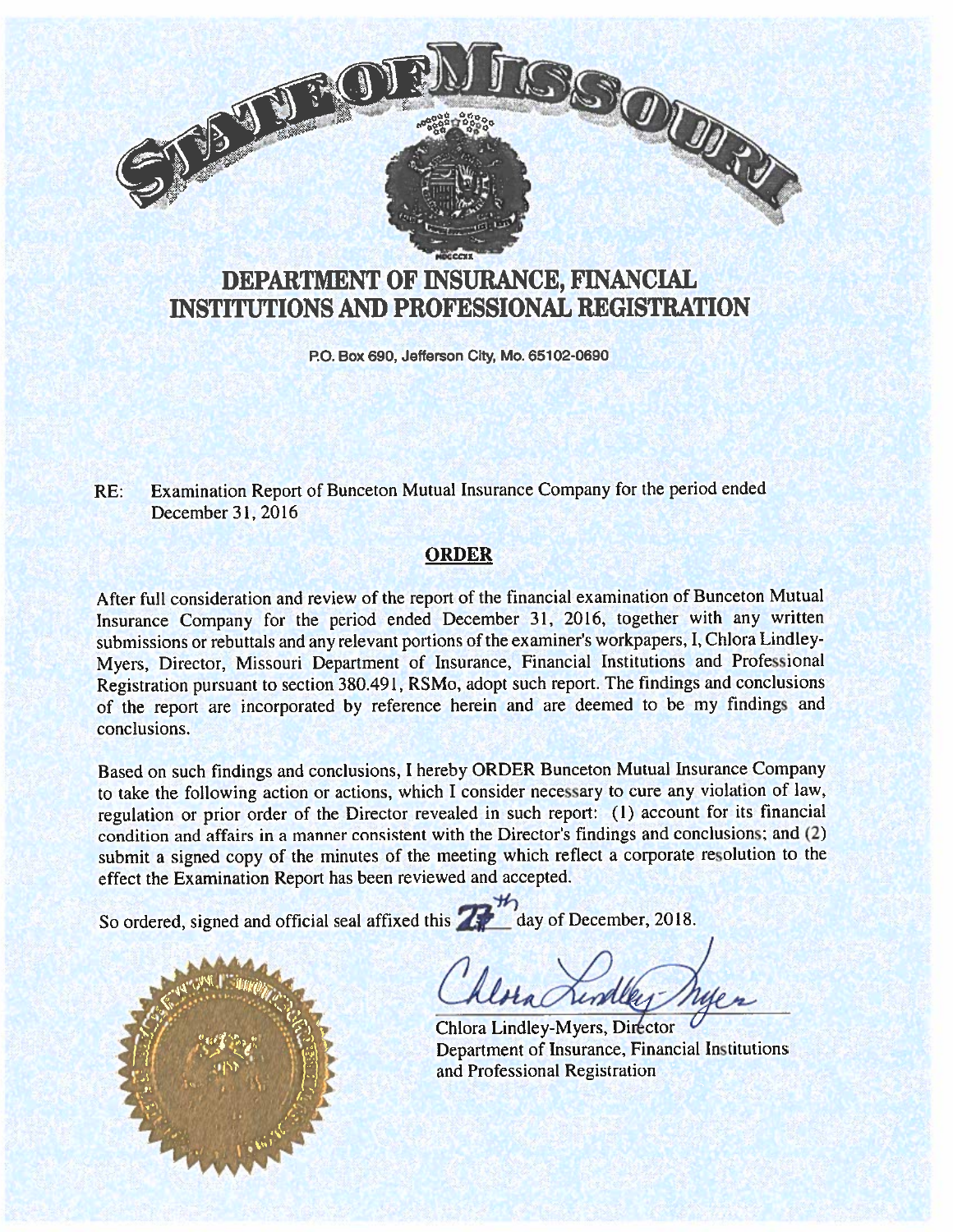# STATE OF MISSOURI

## DEPARTMENT OF INSURANCE, FINANCIAL INSTITUTIONS AND PROFESSIONAL REGISTRATION

P.O. Box 690, Jefferson City, Mo. 65102-0690

RE: Examination Report of Bunceton Mutual Insurance Company for the period ended December 31, 2016

## ORDER

After full consideration and review of the report of the financial examination of Bunceton Mutual Insurance Company for the period ended December 31, 2016, together with any written submissions or rebuttals and any relevant portions of the examiner's workpapers, I, Chlora Lindley-Myers, Director, Missouri Department of Insurance, Financial Institutions and Professional Registration pursuant to section 380.491, RSMo, adopt such report. The findings and conclusions of the report are incorporated by reference herein and are deemed to be my findings and conclusions.

Based on such findings and conclusions, I hereby ORDER Bunceton Mutual Insurance Company to take the following action or actions, which I consider necessary to cure any violation of law, regulation or prior order of the Director revealed in such report: (1) account for its financial condition and affairs in a manner consistent with the Director's findings and conclusions; and (2) submit a signed copy of the minutes of the meeting which reflect a corporate resolution to the effect the Examination Report has been reviewed and accepted.

So ordered, signed and official seal affixed this 27th day of December, 2018.

Chlora Lindley-Myers, Director
Department of Insurance, Financial Institutions and Professional Registration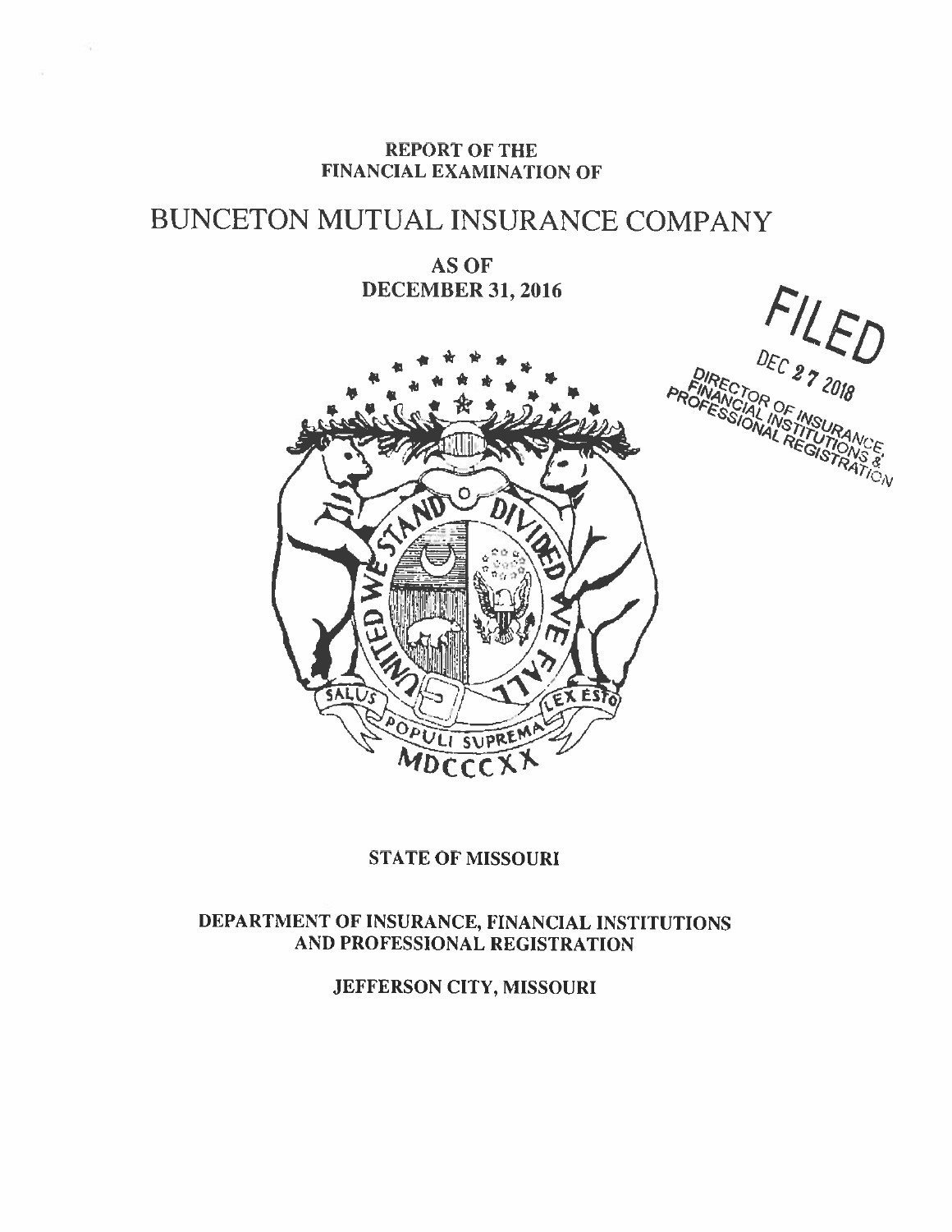# REPORT OF THE FINANCIAL EXAMINATION OF

# BUNCETON MUTUAL INSURANCE COMPANY

## AS OF DECEMBER 31, 2016

FILED

DEC 27 2018

DIRECTOR OF INSURANCE, FINANCIAL INSTITUTIONS & PROFESSIONAL REGISTRATION

UNITED WE STAND DIVIDED WE FALL

SALUS POPULI SUPREMA LEX ESTO

MDCCCXX

**STATE OF MISSOURI**

**DEPARTMENT OF INSURANCE, FINANCIAL INSTITUTIONS AND PROFESSIONAL REGISTRATION**

**JEFFERSON CITY, MISSOURI**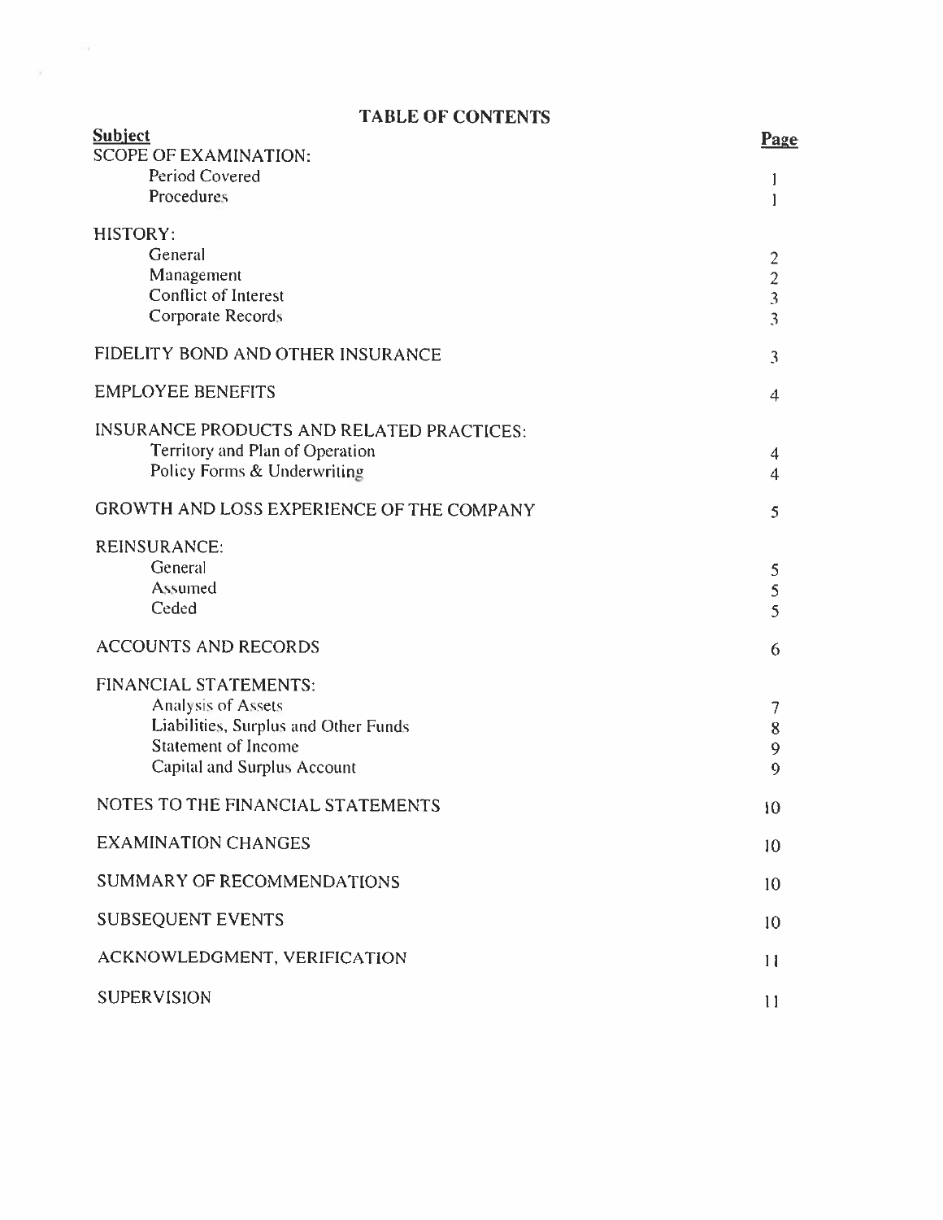# TABLE OF CONTENTS

| Subject | Page |
|---|---|
| SCOPE OF EXAMINATION: | |
| Period Covered | 1 |
| Procedures | 1 |
| HISTORY: | |
| General | 2 |
| Management | 2 |
| Conflict of Interest | 3 |
| Corporate Records | 3 |
| FIDELITY BOND AND OTHER INSURANCE | 3 |
| EMPLOYEE BENEFITS | 4 |
| INSURANCE PRODUCTS AND RELATED PRACTICES: | |
| Territory and Plan of Operation | 4 |
| Policy Forms & Underwriting | 4 |
| GROWTH AND LOSS EXPERIENCE OF THE COMPANY | 5 |
| REINSURANCE: | |
| General | 5 |
| Assumed | 5 |
| Ceded | 5 |
| ACCOUNTS AND RECORDS | 6 |
| FINANCIAL STATEMENTS: | |
| Analysis of Assets | 7 |
| Liabilities, Surplus and Other Funds | 8 |
| Statement of Income | 9 |
| Capital and Surplus Account | 9 |
| NOTES TO THE FINANCIAL STATEMENTS | 10 |
| EXAMINATION CHANGES | 10 |
| SUMMARY OF RECOMMENDATIONS | 10 |
| SUBSEQUENT EVENTS | 10 |
| ACKNOWLEDGMENT, VERIFICATION | 11 |
| SUPERVISION | 11 |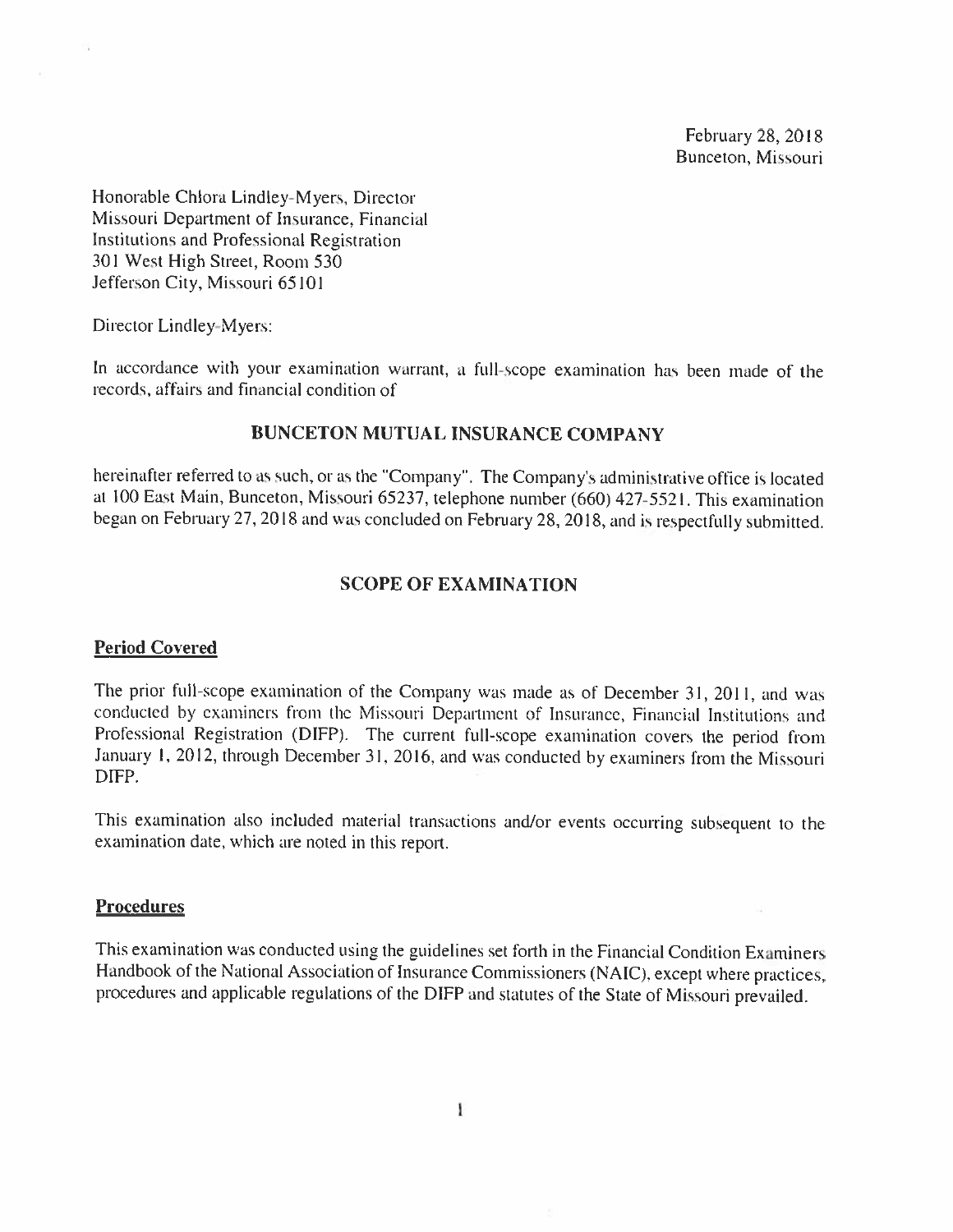February 28, 2018
Bunceton, Missouri

Honorable Chlora Lindley-Myers, Director
Missouri Department of Insurance, Financial Institutions and Professional Registration
301 West High Street, Room 530
Jefferson City, Missouri 65101

Director Lindley-Myers:

In accordance with your examination warrant, a full-scope examination has been made of the records, affairs and financial condition of

## BUNCETON MUTUAL INSURANCE COMPANY

hereinafter referred to as such, or as the "Company". The Company's administrative office is located at 100 East Main, Bunceton, Missouri 65237, telephone number (660) 427-5521. This examination began on February 27, 2018 and was concluded on February 28, 2018, and is respectfully submitted.

## SCOPE OF EXAMINATION

### Period Covered

The prior full-scope examination of the Company was made as of December 31, 2011, and was conducted by examiners from the Missouri Department of Insurance, Financial Institutions and Professional Registration (DIFP). The current full-scope examination covers the period from January 1, 2012, through December 31, 2016, and was conducted by examiners from the Missouri DIFP.

This examination also included material transactions and/or events occurring subsequent to the examination date, which are noted in this report.

### Procedures

This examination was conducted using the guidelines set forth in the Financial Condition Examiners Handbook of the National Association of Insurance Commissioners (NAIC), except where practices, procedures and applicable regulations of the DIFP and statutes of the State of Missouri prevailed.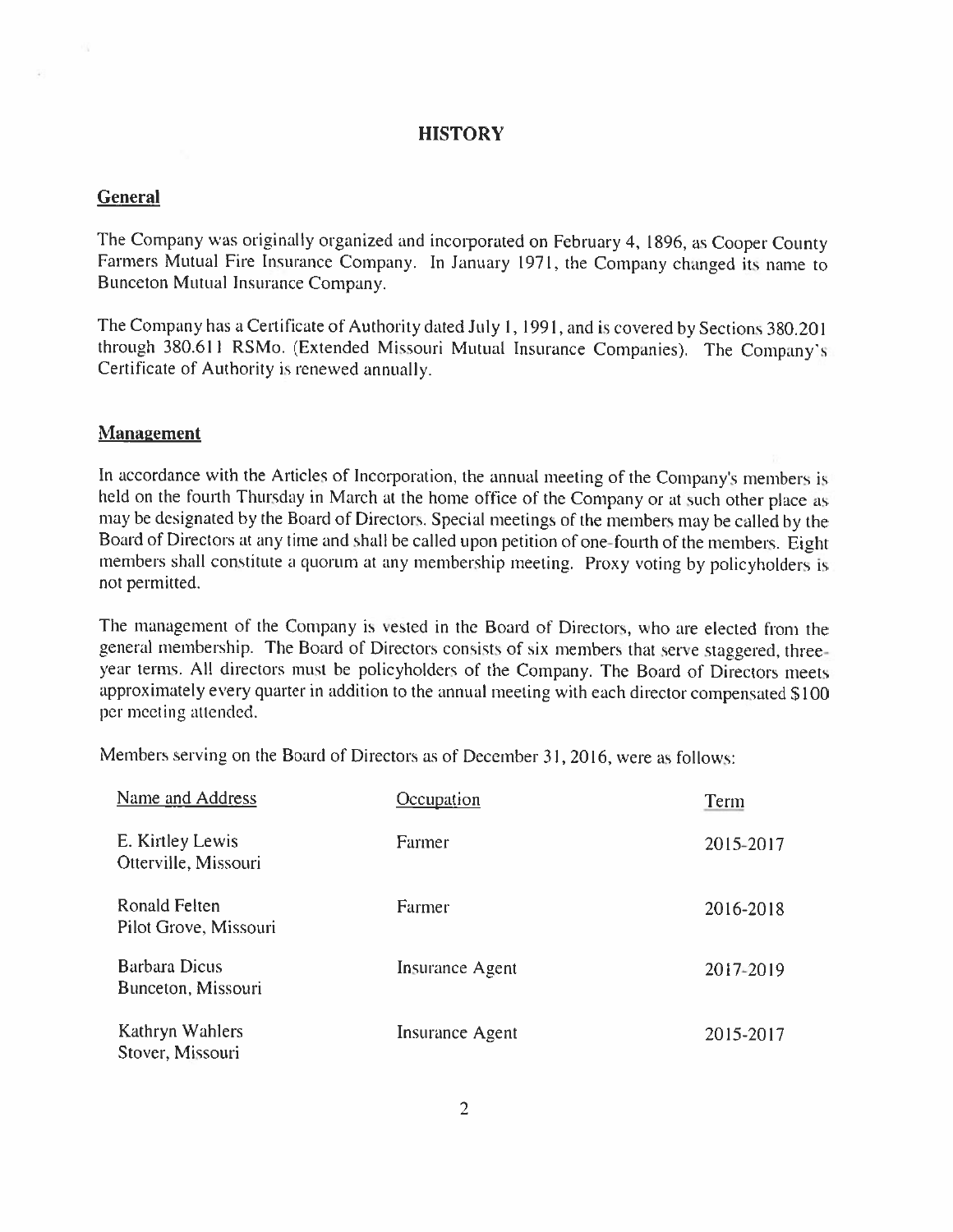# HISTORY

## General

The Company was originally organized and incorporated on February 4, 1896, as Cooper County Farmers Mutual Fire Insurance Company. In January 1971, the Company changed its name to Bunceton Mutual Insurance Company.

The Company has a Certificate of Authority dated July 1, 1991, and is covered by Sections 380.201 through 380.611 RSMo. (Extended Missouri Mutual Insurance Companies). The Company's Certificate of Authority is renewed annually.

## Management

In accordance with the Articles of Incorporation, the annual meeting of the Company's members is held on the fourth Thursday in March at the home office of the Company or at such other place as may be designated by the Board of Directors. Special meetings of the members may be called by the Board of Directors at any time and shall be called upon petition of one-fourth of the members. Eight members shall constitute a quorum at any membership meeting. Proxy voting by policyholders is not permitted.

The management of the Company is vested in the Board of Directors, who are elected from the general membership. The Board of Directors consists of six members that serve staggered, three-year terms. All directors must be policyholders of the Company. The Board of Directors meets approximately every quarter in addition to the annual meeting with each director compensated $100 per meeting attended.

Members serving on the Board of Directors as of December 31, 2016, were as follows:

| Name and Address | Occupation | Term |
|---|---|---|
| E. Kirtley Lewis<br>Otterville, Missouri | Farmer | 2015-2017 |
| Ronald Felten<br>Pilot Grove, Missouri | Farmer | 2016-2018 |
| Barbara Dicus<br>Bunceton, Missouri | Insurance Agent | 2017-2019 |
| Kathryn Wahlers<br>Stover, Missouri | Insurance Agent | 2015-2017 |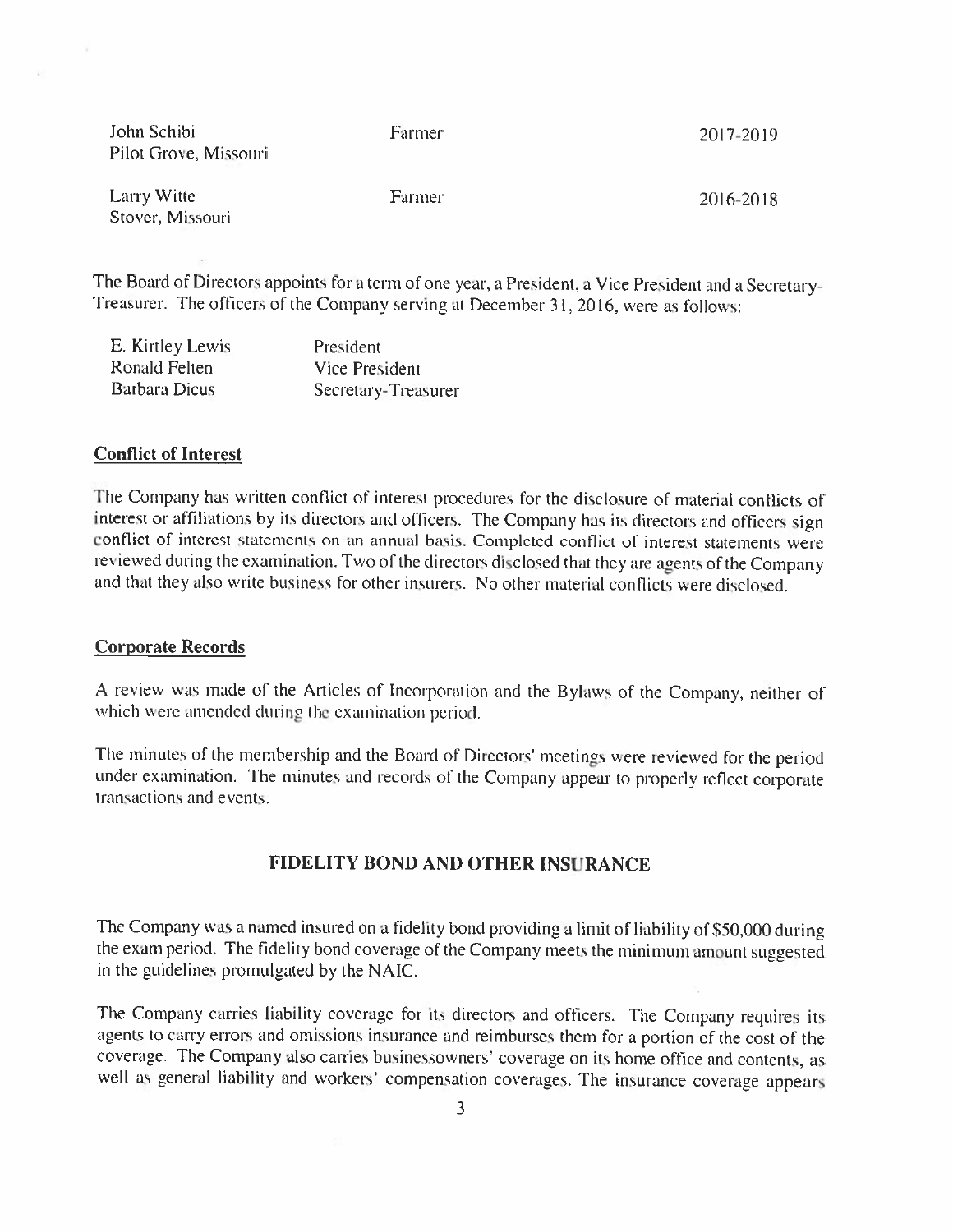| | | |
|---|---|---|
| John Schibi<br>Pilot Grove, Missouri | Farmer | 2017-2019 |
| Larry Witte<br>Stover, Missouri | Farmer | 2016-2018 |

The Board of Directors appoints for a term of one year, a President, a Vice President and a Secretary-Treasurer. The officers of the Company serving at December 31, 2016, were as follows:

| | |
|---|---|
| E. Kirtley Lewis | President |
| Ronald Felten | Vice President |
| Barbara Dicus | Secretary-Treasurer |

### Conflict of Interest

The Company has written conflict of interest procedures for the disclosure of material conflicts of interest or affiliations by its directors and officers. The Company has its directors and officers sign conflict of interest statements on an annual basis. Completed conflict of interest statements were reviewed during the examination. Two of the directors disclosed that they are agents of the Company and that they also write business for other insurers. No other material conflicts were disclosed.

### Corporate Records

A review was made of the Articles of Incorporation and the Bylaws of the Company, neither of which were amended during the examination period.

The minutes of the membership and the Board of Directors' meetings were reviewed for the period under examination. The minutes and records of the Company appear to properly reflect corporate transactions and events.

## FIDELITY BOND AND OTHER INSURANCE

The Company was a named insured on a fidelity bond providing a limit of liability of $50,000 during the exam period. The fidelity bond coverage of the Company meets the minimum amount suggested in the guidelines promulgated by the NAIC.

The Company carries liability coverage for its directors and officers. The Company requires its agents to carry errors and omissions insurance and reimburses them for a portion of the cost of the coverage. The Company also carries businessowners' coverage on its home office and contents, as well as general liability and workers' compensation coverages. The insurance coverage appears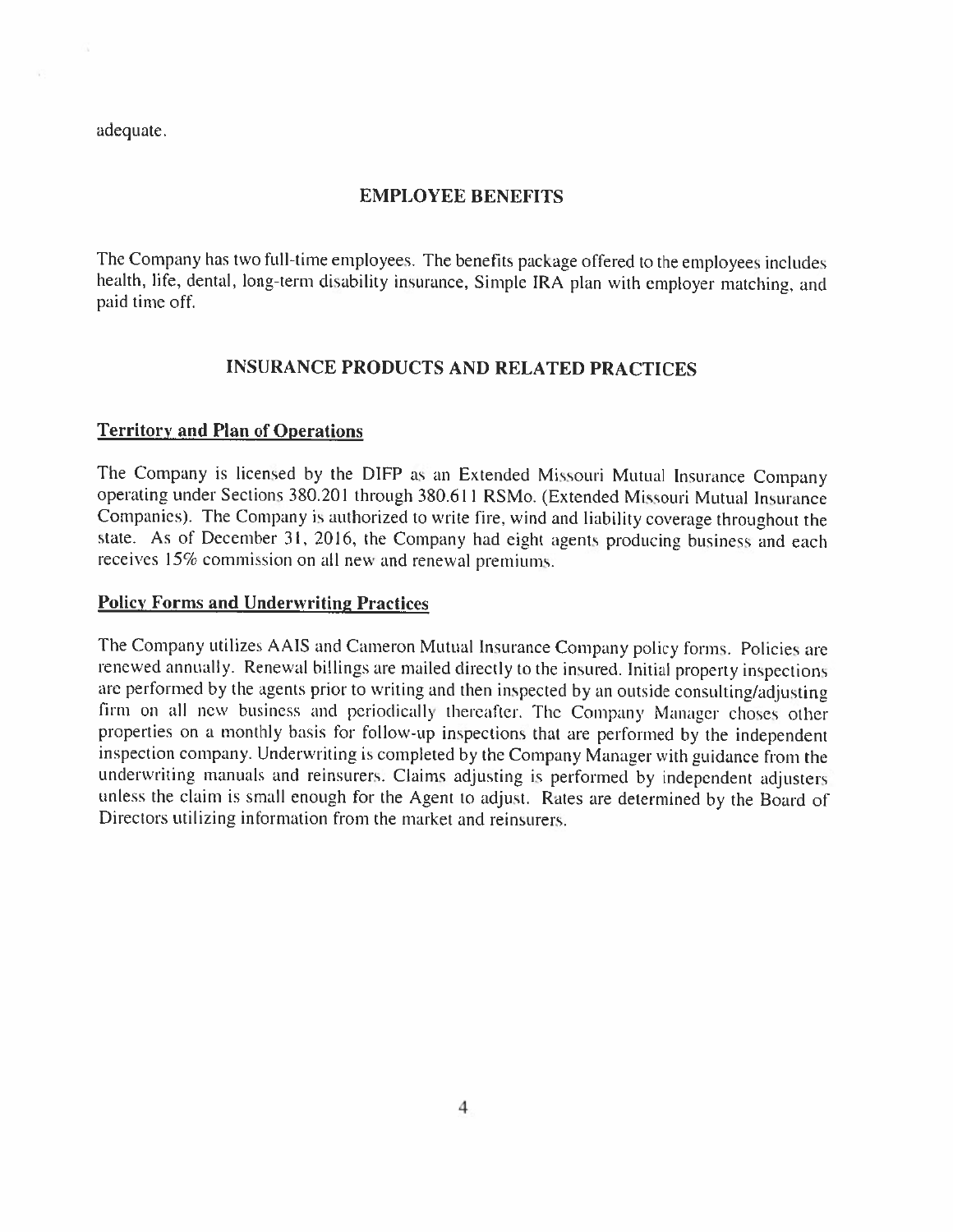adequate.

## EMPLOYEE BENEFITS

The Company has two full-time employees. The benefits package offered to the employees includes health, life, dental, long-term disability insurance, Simple IRA plan with employer matching, and paid time off.

## INSURANCE PRODUCTS AND RELATED PRACTICES

### Territory and Plan of Operations

The Company is licensed by the DIFP as an Extended Missouri Mutual Insurance Company operating under Sections 380.201 through 380.611 RSMo. (Extended Missouri Mutual Insurance Companies). The Company is authorized to write fire, wind and liability coverage throughout the state. As of December 31, 2016, the Company had eight agents producing business and each receives 15% commission on all new and renewal premiums.

### Policy Forms and Underwriting Practices

The Company utilizes AAIS and Cameron Mutual Insurance Company policy forms. Policies are renewed annually. Renewal billings are mailed directly to the insured. Initial property inspections are performed by the agents prior to writing and then inspected by an outside consulting/adjusting firm on all new business and periodically thereafter. The Company Manager choses other properties on a monthly basis for follow-up inspections that are performed by the independent inspection company. Underwriting is completed by the Company Manager with guidance from the underwriting manuals and reinsurers. Claims adjusting is performed by independent adjusters unless the claim is small enough for the Agent to adjust. Rates are determined by the Board of Directors utilizing information from the market and reinsurers.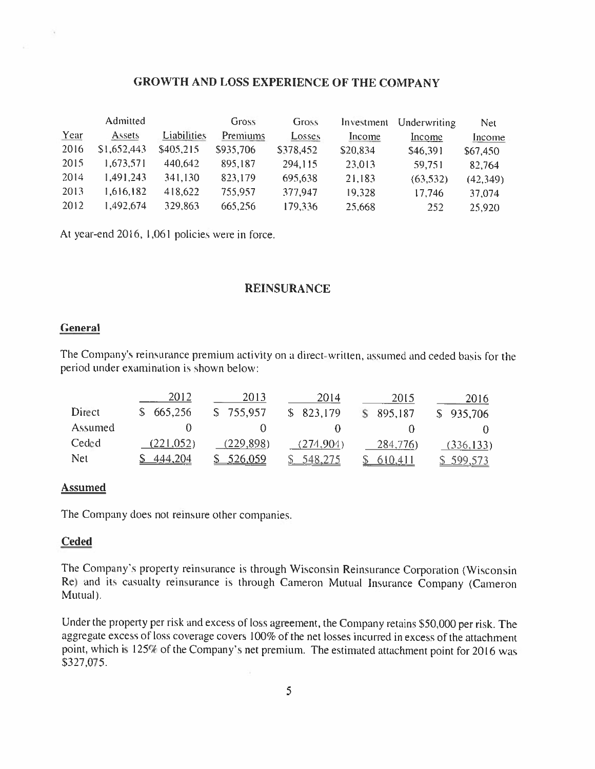## GROWTH AND LOSS EXPERIENCE OF THE COMPANY

| Year | Admitted Assets | Liabilities | Gross Premiums | Gross Losses | Investment Income | Underwriting Income | Net Income |
|---|---|---|---|---|---|---|---|
| 2016 | $1,652,443 | $405,215 | $935,706 | $378,452 | $20,834 | $46,391 | $67,450 |
| 2015 | 1,673,571 | 440,642 | 895,187 | 294,115 | 23,013 | 59,751 | 82,764 |
| 2014 | 1,491,243 | 341,130 | 823,179 | 695,638 | 21,183 | (63,532) | (42,349) |
| 2013 | 1,616,182 | 418,622 | 755,957 | 377,947 | 19,328 | 17,746 | 37,074 |
| 2012 | 1,492,674 | 329,863 | 665,256 | 179,336 | 25,668 | 252 | 25,920 |

At year-end 2016, 1,061 policies were in force.

## REINSURANCE

### General

The Company's reinsurance premium activity on a direct-written, assumed and ceded basis for the period under examination is shown below:

| | 2012 | 2013 | 2014 | 2015 | 2016 |
|---|---|---|---|---|---|
| Direct | $ 665,256 | $ 755,957 | $ 823,179 | $ 895,187 | $ 935,706 |
| Assumed | 0 | 0 | 0 | 0 | 0 |
| Ceded | (221,052) | (229,898) | (274,904) | 284,776) | (336,133) |
| Net | $ 444,204 | $ 526,059 | $ 548,275 | $ 610,411 | $ 599,573 |

### Assumed

The Company does not reinsure other companies.

### Ceded

The Company's property reinsurance is through Wisconsin Reinsurance Corporation (Wisconsin Re) and its casualty reinsurance is through Cameron Mutual Insurance Company (Cameron Mutual).

Under the property per risk and excess of loss agreement, the Company retains $50,000 per risk. The aggregate excess of loss coverage covers 100% of the net losses incurred in excess of the attachment point, which is 125% of the Company's net premium. The estimated attachment point for 2016 was $327,075.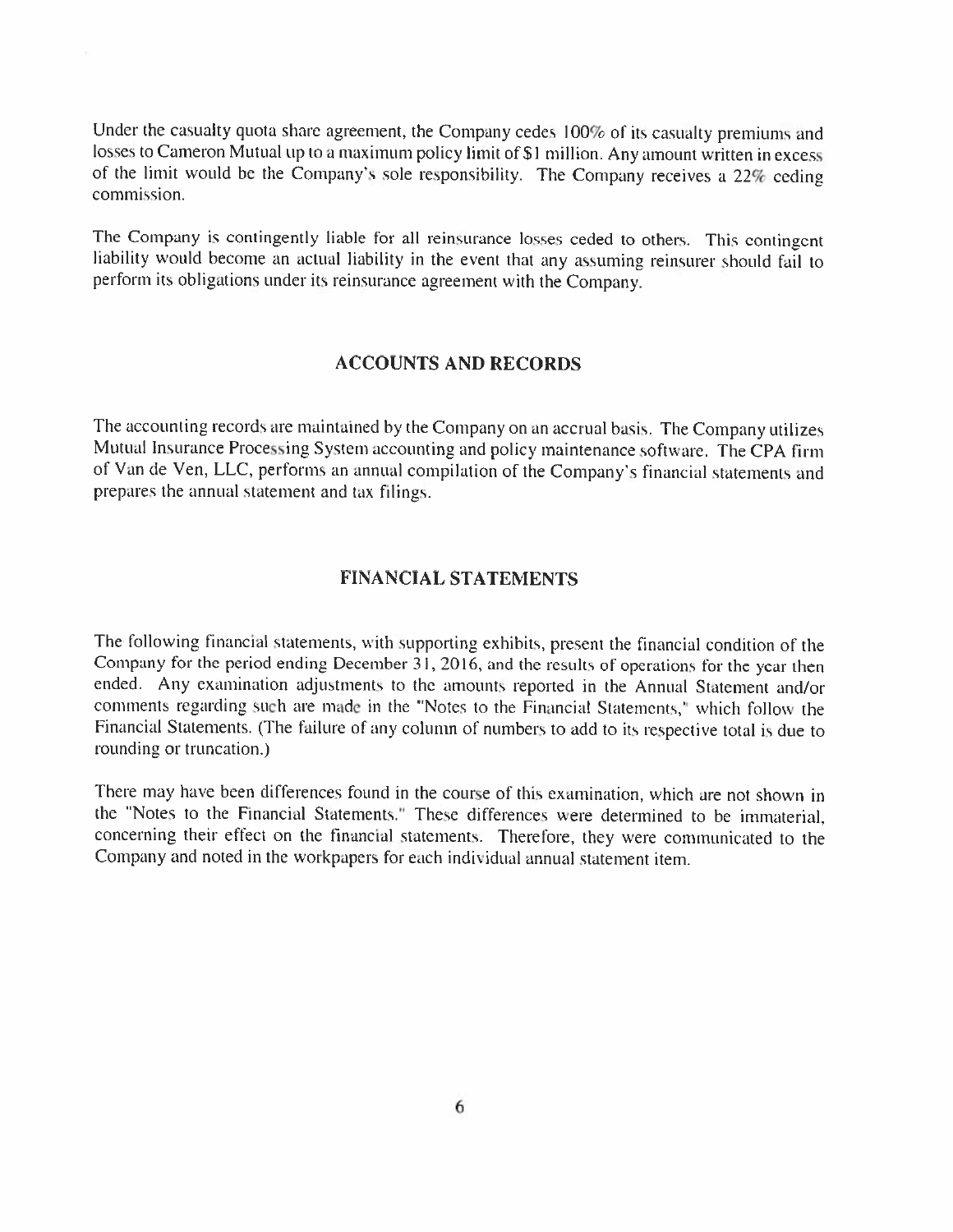Under the casualty quota share agreement, the Company cedes 100% of its casualty premiums and losses to Cameron Mutual up to a maximum policy limit of $1 million. Any amount written in excess of the limit would be the Company's sole responsibility. The Company receives a 22% ceding commission.

The Company is contingently liable for all reinsurance losses ceded to others. This contingent liability would become an actual liability in the event that any assuming reinsurer should fail to perform its obligations under its reinsurance agreement with the Company.

## ACCOUNTS AND RECORDS

The accounting records are maintained by the Company on an accrual basis. The Company utilizes Mutual Insurance Processing System accounting and policy maintenance software. The CPA firm of Van de Ven, LLC, performs an annual compilation of the Company's financial statements and prepares the annual statement and tax filings.

## FINANCIAL STATEMENTS

The following financial statements, with supporting exhibits, present the financial condition of the Company for the period ending December 31, 2016, and the results of operations for the year then ended. Any examination adjustments to the amounts reported in the Annual Statement and/or comments regarding such are made in the "Notes to the Financial Statements," which follow the Financial Statements. (The failure of any column of numbers to add to its respective total is due to rounding or truncation.)

There may have been differences found in the course of this examination, which are not shown in the "Notes to the Financial Statements." These differences were determined to be immaterial, concerning their effect on the financial statements. Therefore, they were communicated to the Company and noted in the workpapers for each individual annual statement item.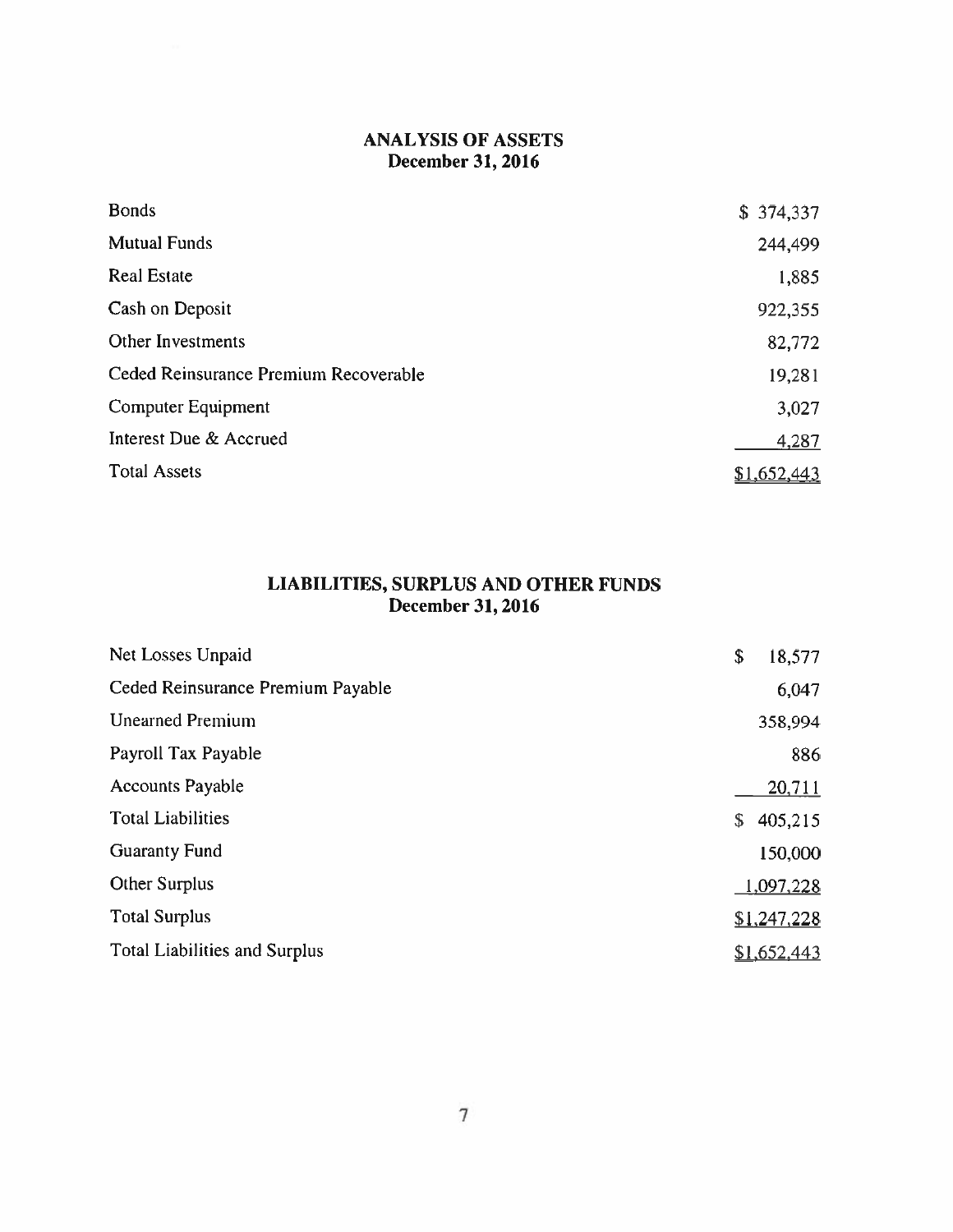## ANALYSIS OF ASSETS
**December 31, 2016**

| | |
|---|---|
| Bonds | $ 374,337 |
| Mutual Funds | 244,499 |
| Real Estate | 1,885 |
| Cash on Deposit | 922,355 |
| Other Investments | 82,772 |
| Ceded Reinsurance Premium Recoverable | 19,281 |
| Computer Equipment | 3,027 |
| Interest Due & Accrued | 4,287 |
| Total Assets | $1,652,443 |

## LIABILITIES, SURPLUS AND OTHER FUNDS
**December 31, 2016**

| | |
|---|---|
| Net Losses Unpaid | $ 18,577 |
| Ceded Reinsurance Premium Payable | 6,047 |
| Unearned Premium | 358,994 |
| Payroll Tax Payable | 886 |
| Accounts Payable | 20,711 |
| Total Liabilities | $ 405,215 |
| Guaranty Fund | 150,000 |
| Other Surplus | 1,097,228 |
| Total Surplus | $1,247,228 |
| Total Liabilities and Surplus | $1,652,443 |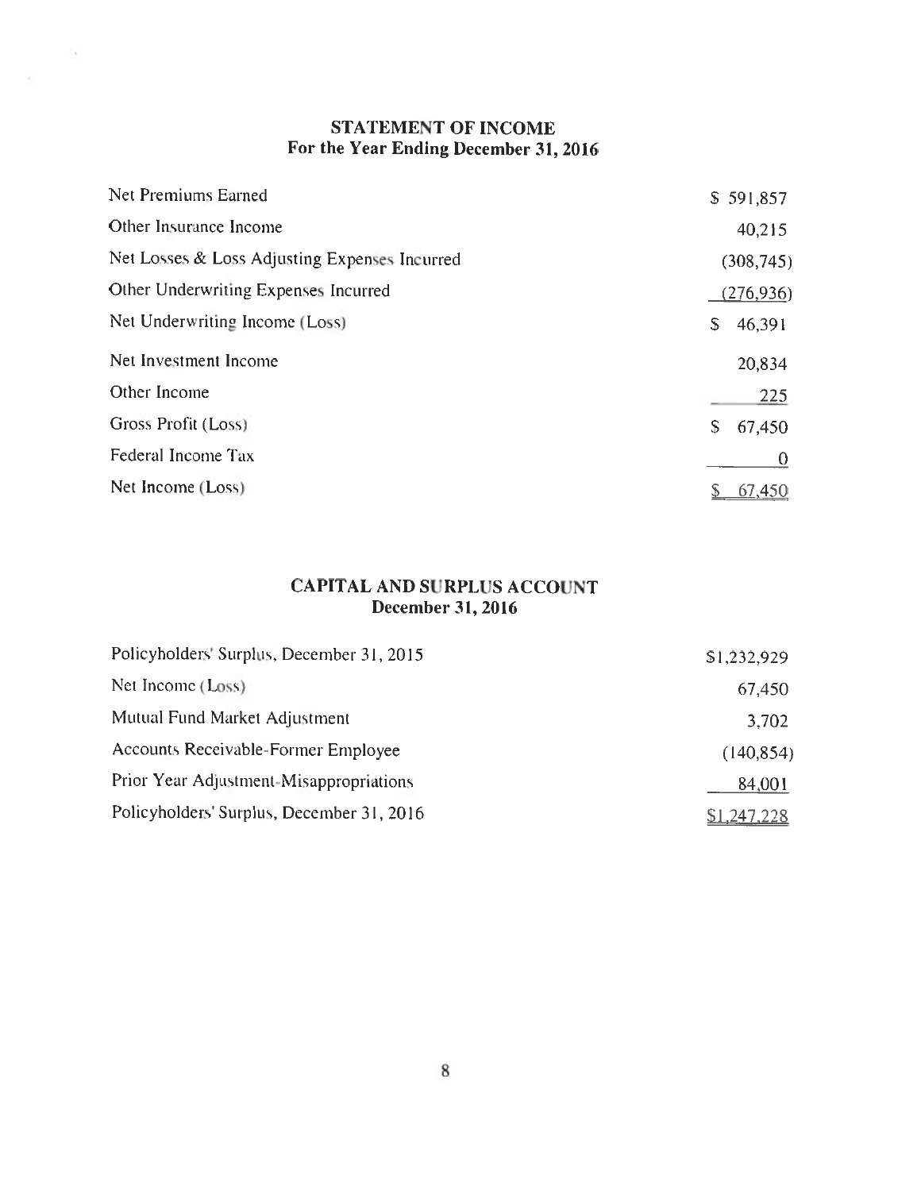## STATEMENT OF INCOME
### For the Year Ending December 31, 2016

| | |
|---|---|
| Net Premiums Earned | $ 591,857 |
| Other Insurance Income | 40,215 |
| Net Losses & Loss Adjusting Expenses Incurred | (308,745) |
| Other Underwriting Expenses Incurred | (276,936) |
| Net Underwriting Income (Loss) | $ 46,391 |
| Net Investment Income | 20,834 |
| Other Income | 225 |
| Gross Profit (Loss) | $ 67,450 |
| Federal Income Tax | 0 |
| Net Income (Loss) | $ 67,450 |

## CAPITAL AND SURPLUS ACCOUNT
### December 31, 2016

| | |
|---|---|
| Policyholders' Surplus, December 31, 2015 | $1,232,929 |
| Net Income (Loss) | 67,450 |
| Mutual Fund Market Adjustment | 3,702 |
| Accounts Receivable-Former Employee | (140,854) |
| Prior Year Adjustment-Misappropriations | 84,001 |
| Policyholders' Surplus, December 31, 2016 | $1,247,228 |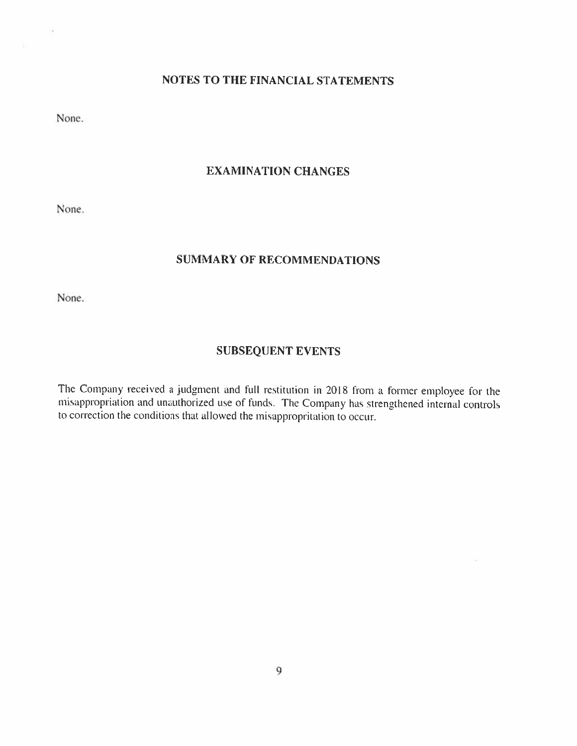## NOTES TO THE FINANCIAL STATEMENTS

None.

## EXAMINATION CHANGES

None.

## SUMMARY OF RECOMMENDATIONS

None.

## SUBSEQUENT EVENTS

The Company received a judgment and full restitution in 2018 from a former employee for the misappropriation and unauthorized use of funds. The Company has strengthened internal controls to correction the conditions that allowed the misappropritation to occur.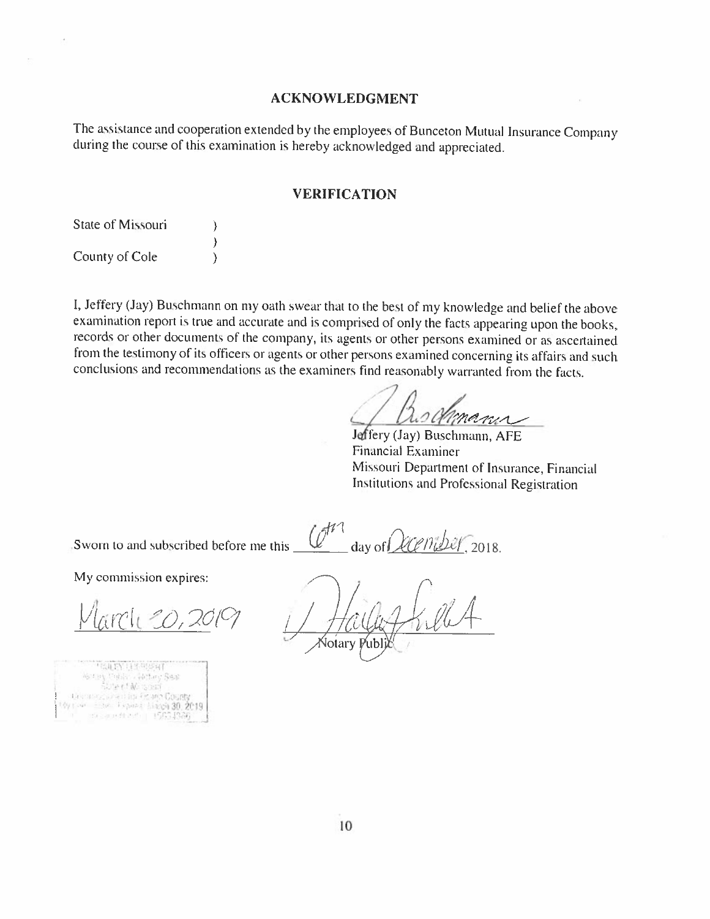## ACKNOWLEDGMENT

The assistance and cooperation extended by the employees of Bunceton Mutual Insurance Company during the course of this examination is hereby acknowledged and appreciated.

## VERIFICATION

State of Missouri )
)
County of Cole )

I, Jeffery (Jay) Buschmann on my oath swear that to the best of my knowledge and belief the above examination report is true and accurate and is comprised of only the facts appearing upon the books, records or other documents of the company, its agents or other persons examined or as ascertained from the testimony of its officers or agents or other persons examined concerning its affairs and such conclusions and recommendations as the examiners find reasonably warranted from the facts.

Jeffery (Jay) Buschmann, AFE
Financial Examiner
Missouri Department of Insurance, Financial Institutions and Professional Registration

Sworn to and subscribed before me this 6th day of December, 2018.

My commission expires:

March 30, 2019

Notary Public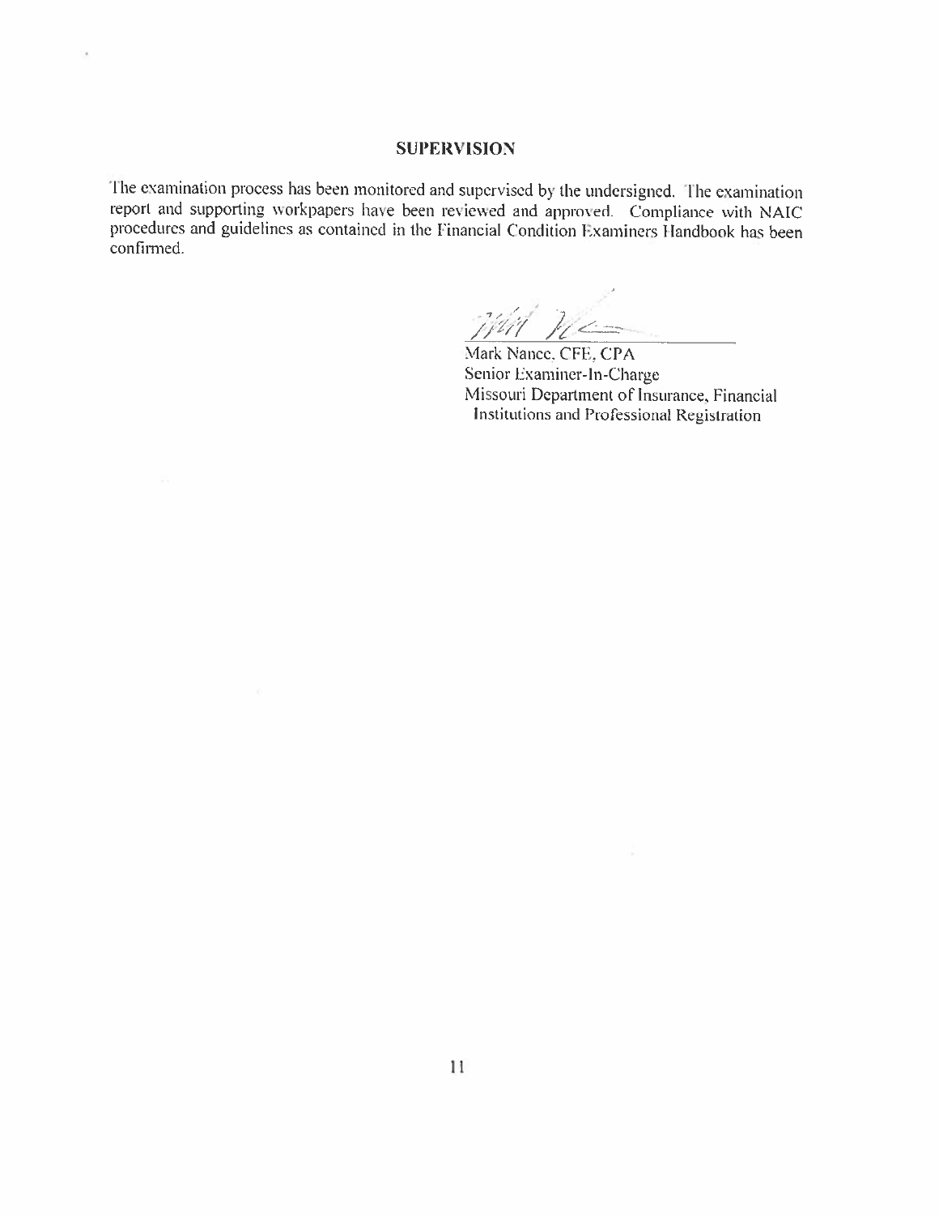## SUPERVISION

The examination process has been monitored and supervised by the undersigned. The examination report and supporting workpapers have been reviewed and approved. Compliance with NAIC procedures and guidelines as contained in the Financial Condition Examiners Handbook has been confirmed.

Mark Nance, CFE, CPA
Senior Examiner-In-Charge
Missouri Department of Insurance, Financial Institutions and Professional Registration